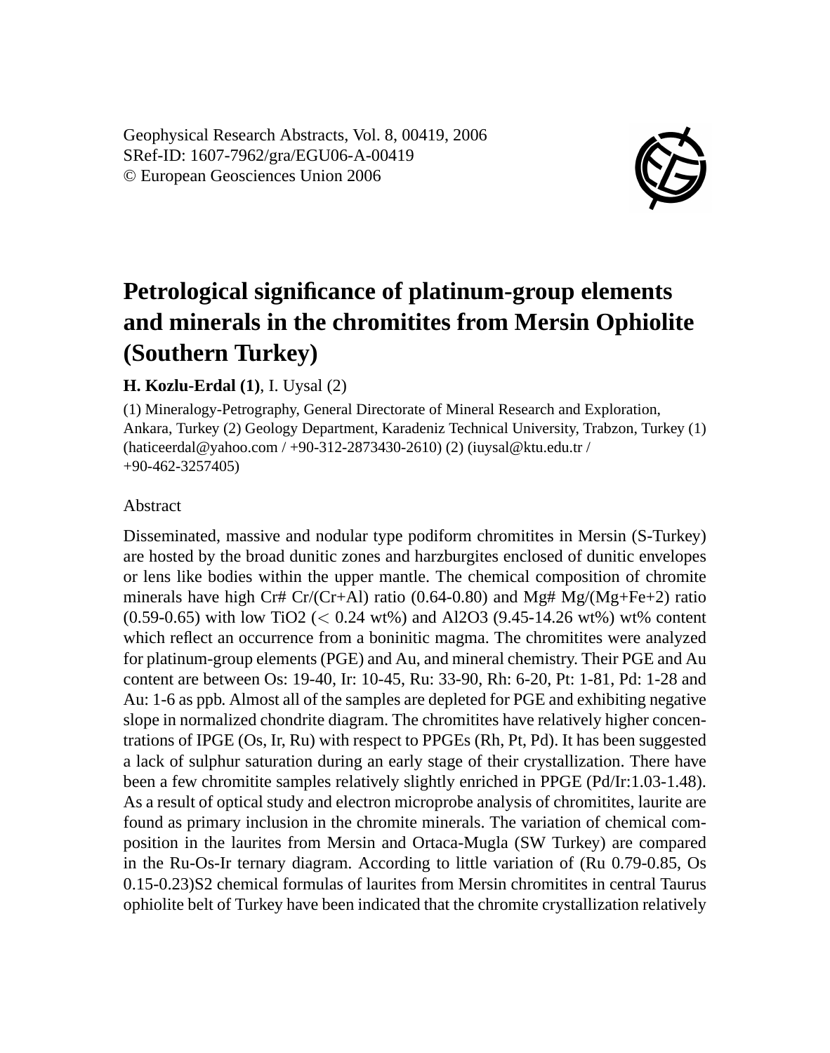# Petrological significance of platinum-group elements and minerals in the chromitites from Mersin Ophiolite (Southern Turkey)

**H. Kozlu-Erdal (1)**, I. Uysal (2)

(1) Mineralogy-Petrography, General Directorate of Mineral Research and Exploration, Ankara, Turkey (2) Geology Department, Karadeniz Technical University, Trabzon, Turkey (1) (haticeerdal@yahoo.com / +90-312-2873430-2610) (2) (iuysal@ktu.edu.tr / +90-462-3257405)

Abstract

Disseminated, massive and nodular type podiform chromitites in Mersin (S-Turkey) are hosted by the broad dunitic zones and harzburgites enclosed of dunitic envelopes or lens like bodies within the upper mantle. The chemical composition of chromite minerals have high Cr# Cr/(Cr+Al) ratio (0.64-0.80) and Mg# Mg/(Mg+Fe+2) ratio (0.59-0.65) with low $TiO_2$ (< 0.24 wt%) and $Al_2O_3$ (9.45-14.26 wt%) wt% content which reflect an occurrence from a boninitic magma. The chromitites were analyzed for platinum-group elements (PGE) and Au, and mineral chemistry. Their PGE and Au content are between Os: 19-40, Ir: 10-45, Ru: 33-90, Rh: 6-20, Pt: 1-81, Pd: 1-28 and Au: 1-6 as ppb. Almost all of the samples are depleted for PGE and exhibiting negative slope in normalized chondrite diagram. The chromitites have relatively higher concentrations of IPGE (Os, Ir, Ru) with respect to PPGEs (Rh, Pt, Pd). It has been suggested a lack of sulphur saturation during an early stage of their crystallization. There have been a few chromitite samples relatively slightly enriched in PPGE (Pd/Ir:1.03-1.48). As a result of optical study and electron microprobe analysis of chromitites, laurite are found as primary inclusion in the chromite minerals. The variation of chemical composition in the laurites from Mersin and Ortaca-Mugla (SW Turkey) are compared in the Ru-Os-Ir ternary diagram. According to little variation of (Ru 0.79-0.85, Os 0.15-0.23)$S_2$ chemical formulas of laurites from Mersin chromitites in central Taurus ophiolite belt of Turkey have been indicated that the chromite crystallization relatively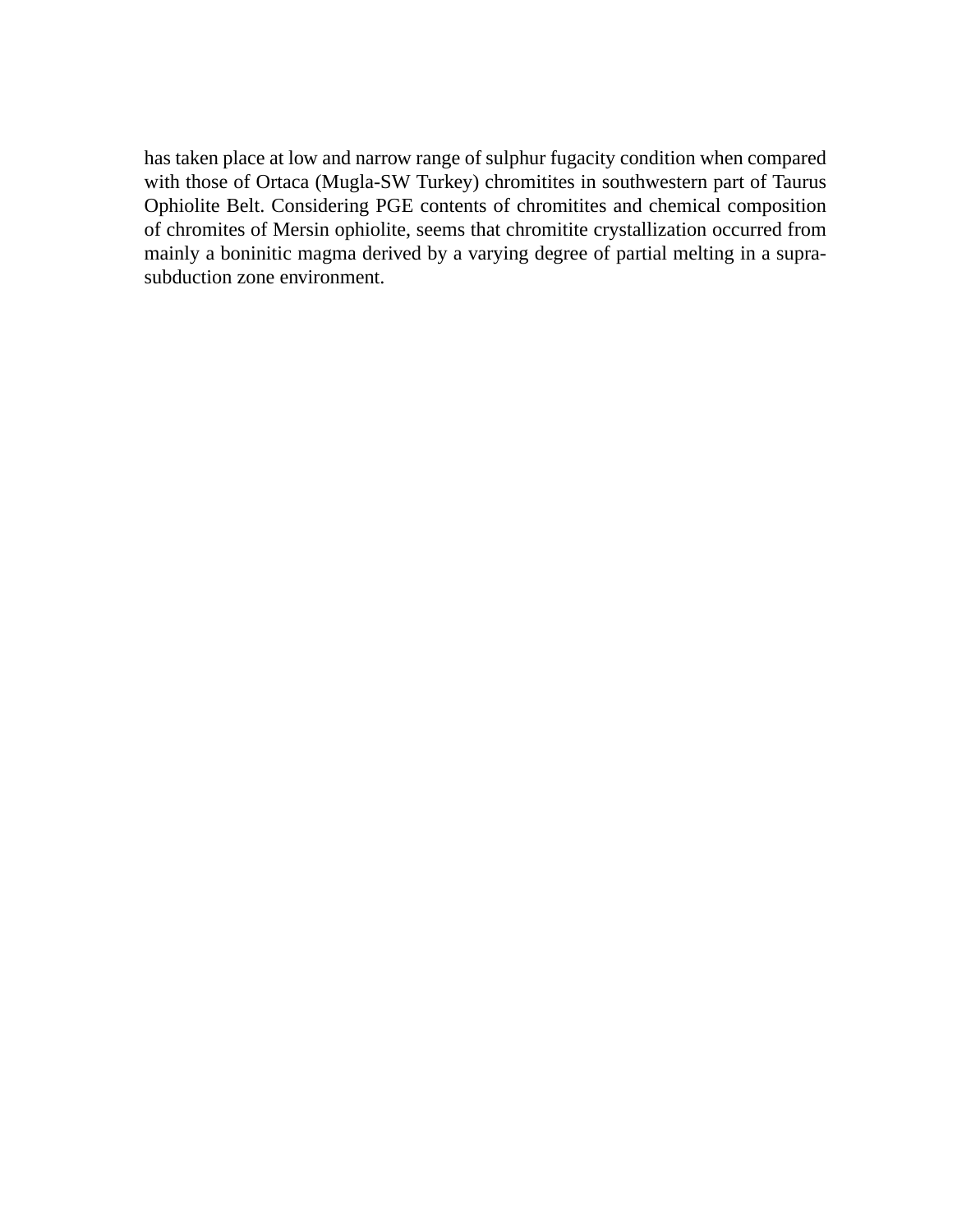has taken place at low and narrow range of sulphur fugacity condition when compared with those of Ortaca (Mugla-SW Turkey) chromitites in southwestern part of Taurus Ophiolite Belt. Considering PGE contents of chromitites and chemical composition of chromites of Mersin ophiolite, seems that chromitite crystallization occurred from mainly a boninitic magma derived by a varying degree of partial melting in a supra-subduction zone environment.